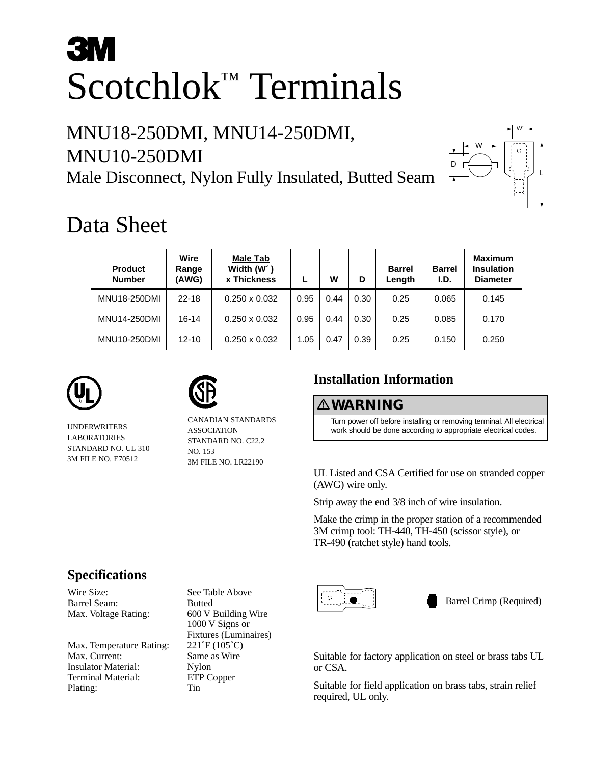3M

# Scotchlok™ Terminals

## MNU18-250DMI, MNU14-250DMI, MNU10-250DMI

Male Disconnect, Nylon Fully Insulated, Butted Seam

# Data Sheet

| Product Number | Wire Range (AWG) | Male Tab Width (W´) x Thickness | L | W | D | Barrel Length | Barrel I.D. | Maximum Insulation Diameter |
|---|---|---|---|---|---|---|---|---|
| MNU18-250DMI | 22-18 | 0.250 x 0.032 | 0.95 | 0.44 | 0.30 | 0.25 | 0.065 | 0.145 |
| MNU14-250DMI | 16-14 | 0.250 x 0.032 | 0.95 | 0.44 | 0.30 | 0.25 | 0.085 | 0.170 |
| MNU10-250DMI | 12-10 | 0.250 x 0.032 | 1.05 | 0.47 | 0.39 | 0.25 | 0.150 | 0.250 |

UNDERWRITERS LABORATORIES
STANDARD NO. UL 310
3M FILE NO. E70512

CANADIAN STANDARDS ASSOCIATION
STANDARD NO. C22.2 NO. 153
3M FILE NO. LR22190

## Installation Information

**⚠WARNING**

Turn power off before installing or removing terminal. All electrical work should be done according to appropriate electrical codes.

UL Listed and CSA Certified for use on stranded copper (AWG) wire only.

Strip away the end 3/8 inch of wire insulation.

Make the crimp in the proper station of a recommended 3M crimp tool: TH-440, TH-450 (scissor style), or TR-490 (ratchet style) hand tools.

Barrel Crimp (Required)

Suitable for factory application on steel or brass tabs UL or CSA.

Suitable for field application on brass tabs, strain relief required, UL only.

## Specifications

| | |
|---|---|
| Wire Size: | See Table Above |
| Barrel Seam: | Butted |
| Max. Voltage Rating: | 600 V Building Wire<br>1000 V Signs or Fixtures (Luminaires) |
| Max. Temperature Rating: | 221˚F (105˚C) |
| Max. Current: | Same as Wire |
| Insulator Material: | Nylon |
| Terminal Material: | ETP Copper |
| Plating: | Tin |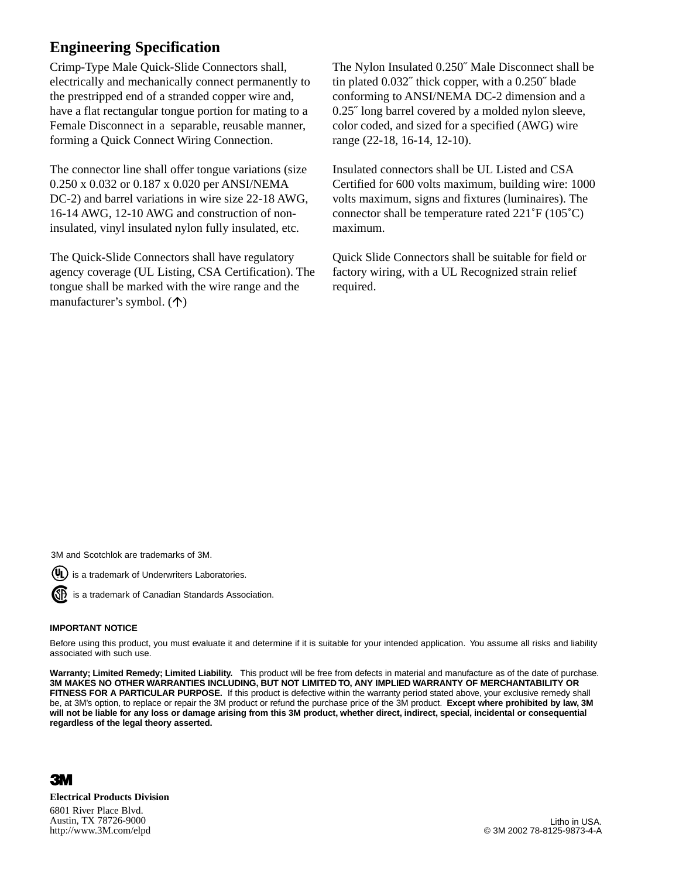## Engineering Specification

Crimp-Type Male Quick-Slide Connectors shall, electrically and mechanically connect permanently to the prestripped end of a stranded copper wire and, have a flat rectangular tongue portion for mating to a Female Disconnect in a separable, reusable manner, forming a Quick Connect Wiring Connection.

The connector line shall offer tongue variations (size 0.250 x 0.032 or 0.187 x 0.020 per ANSI/NEMA DC-2) and barrel variations in wire size 22-18 AWG, 16-14 AWG, 12-10 AWG and construction of non-insulated, vinyl insulated nylon fully insulated, etc.

The Quick-Slide Connectors shall have regulatory agency coverage (UL Listing, CSA Certification). The tongue shall be marked with the wire range and the manufacturer's symbol. (↑)

The Nylon Insulated 0.250″ Male Disconnect shall be tin plated 0.032″ thick copper, with a 0.250″ blade conforming to ANSI/NEMA DC-2 dimension and a 0.25″ long barrel covered by a molded nylon sleeve, color coded, and sized for a specified (AWG) wire range (22-18, 16-14, 12-10).

Insulated connectors shall be UL Listed and CSA Certified for 600 volts maximum, building wire: 1000 volts maximum, signs and fixtures (luminaires). The connector shall be temperature rated 221˚F (105˚C) maximum.

Quick Slide Connectors shall be suitable for field or factory wiring, with a UL Recognized strain relief required.

3M and Scotchlok are trademarks of 3M.

UL is a trademark of Underwriters Laboratories.

CSA is a trademark of Canadian Standards Association.

**IMPORTANT NOTICE**

Before using this product, you must evaluate it and determine if it is suitable for your intended application. You assume all risks and liability associated with such use.

**Warranty; Limited Remedy; Limited Liability.** This product will be free from defects in material and manufacture as of the date of purchase. **3M MAKES NO OTHER WARRANTIES INCLUDING, BUT NOT LIMITED TO, ANY IMPLIED WARRANTY OF MERCHANTABILITY OR FITNESS FOR A PARTICULAR PURPOSE.** If this product is defective within the warranty period stated above, your exclusive remedy shall be, at 3M's option, to replace or repair the 3M product or refund the purchase price of the 3M product. **Except where prohibited by law, 3M will not be liable for any loss or damage arising from this 3M product, whether direct, indirect, special, incidental or consequential regardless of the legal theory asserted.**

**3M**

**Electrical Products Division**

6801 River Place Blvd.
Austin, TX 78726-9000
http://www.3M.com/elpd

Litho in USA.
© 3M 2002 78-8125-9873-4-A